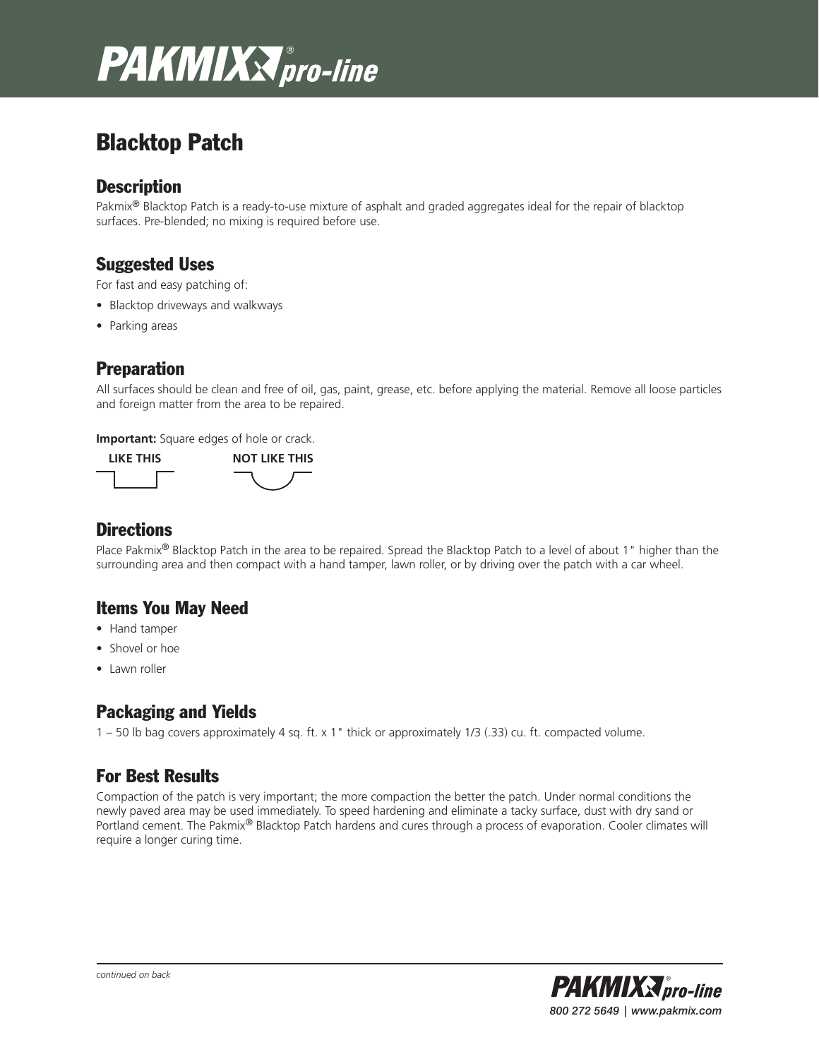# PAKMIX® pro-line

## Blacktop Patch

### Description

Pakmix® Blacktop Patch is a ready-to-use mixture of asphalt and graded aggregates ideal for the repair of blacktop surfaces. Pre-blended; no mixing is required before use.

### Suggested Uses

For fast and easy patching of:

- Blacktop driveways and walkways
- Parking areas

### Preparation

All surfaces should be clean and free of oil, gas, paint, grease, etc. before applying the material. Remove all loose particles and foreign matter from the area to be repaired.

**Important:** Square edges of hole or crack.

**LIKE THIS** **NOT LIKE THIS**

### Directions

Place Pakmix® Blacktop Patch in the area to be repaired. Spread the Blacktop Patch to a level of about 1" higher than the surrounding area and then compact with a hand tamper, lawn roller, or by driving over the patch with a car wheel.

### Items You May Need

- Hand tamper
- Shovel or hoe
- Lawn roller

### Packaging and Yields

1 – 50 lb bag covers approximately 4 sq. ft. x 1" thick or approximately 1/3 (.33) cu. ft. compacted volume.

### For Best Results

Compaction of the patch is very important; the more compaction the better the patch. Under normal conditions the newly paved area may be used immediately. To speed hardening and eliminate a tacky surface, dust with dry sand or Portland cement. The Pakmix® Blacktop Patch hardens and cures through a process of evaporation. Cooler climates will require a longer curing time.

*continued on back*

PAKMIX® pro-line
800 272 5649 | www.pakmix.com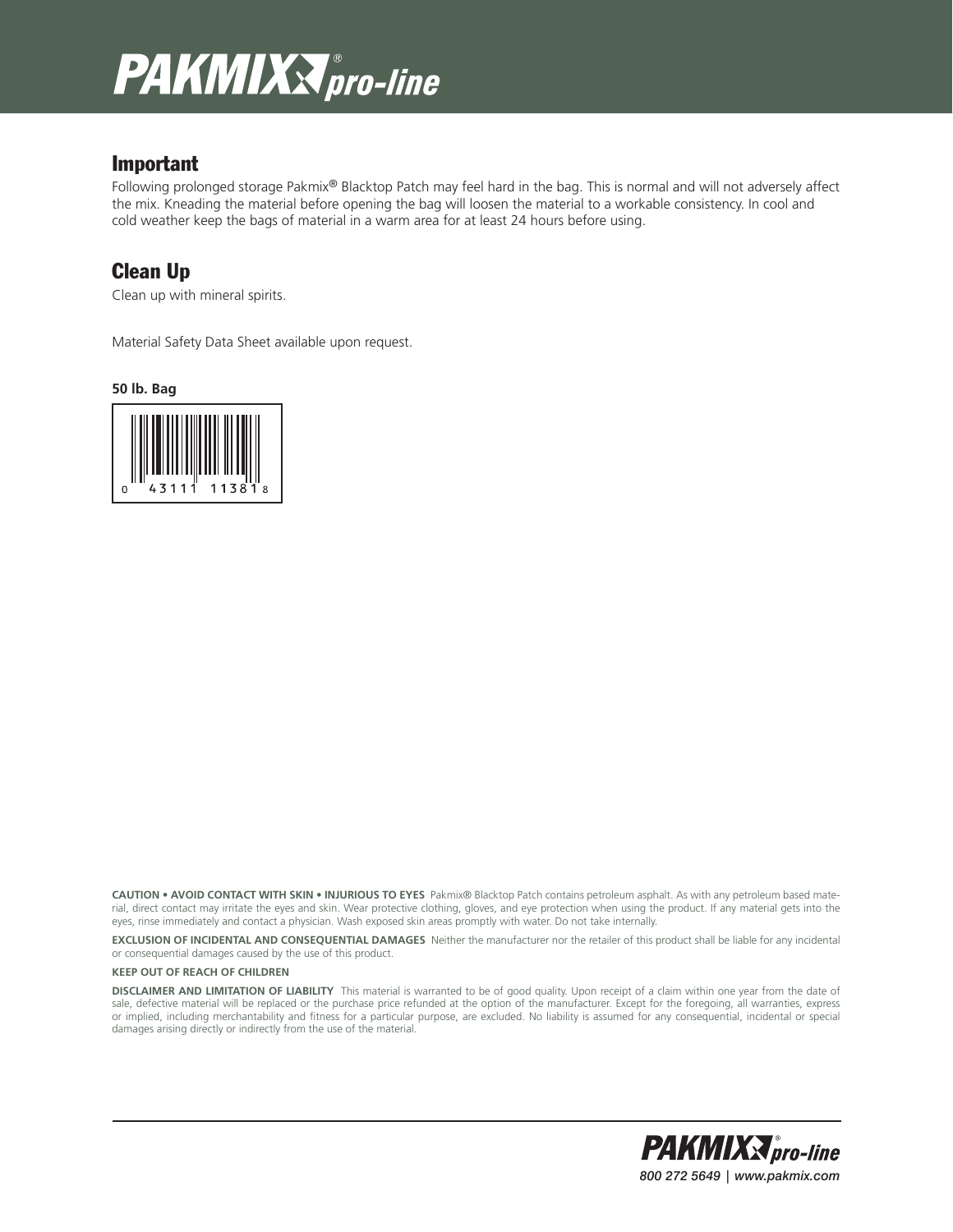## Important

Following prolonged storage Pakmix® Blacktop Patch may feel hard in the bag. This is normal and will not adversely affect the mix. Kneading the material before opening the bag will loosen the material to a workable consistency. In cool and cold weather keep the bags of material in a warm area for at least 24 hours before using.

## Clean Up

Clean up with mineral spirits.

Material Safety Data Sheet available upon request.

**50 lb. Bag**

0 43111 11381 8

**CAUTION • AVOID CONTACT WITH SKIN • INJURIOUS TO EYES** Pakmix® Blacktop Patch contains petroleum asphalt. As with any petroleum based material, direct contact may irritate the eyes and skin. Wear protective clothing, gloves, and eye protection when using the product. If any material gets into the eyes, rinse immediately and contact a physician. Wash exposed skin areas promptly with water. Do not take internally.

**EXCLUSION OF INCIDENTAL AND CONSEQUENTIAL DAMAGES** Neither the manufacturer nor the retailer of this product shall be liable for any incidental or consequential damages caused by the use of this product.

**KEEP OUT OF REACH OF CHILDREN**

**DISCLAIMER AND LIMITATION OF LIABILITY** This material is warranted to be of good quality. Upon receipt of a claim within one year from the date of sale, defective material will be replaced or the purchase price refunded at the option of the manufacturer. Except for the foregoing, all warranties, express or implied, including merchantability and fitness for a particular purpose, are excluded. No liability is assumed for any consequential, incidental or special damages arising directly or indirectly from the use of the material.

PAKMIX® pro-line
800 272 5649 | www.pakmix.com